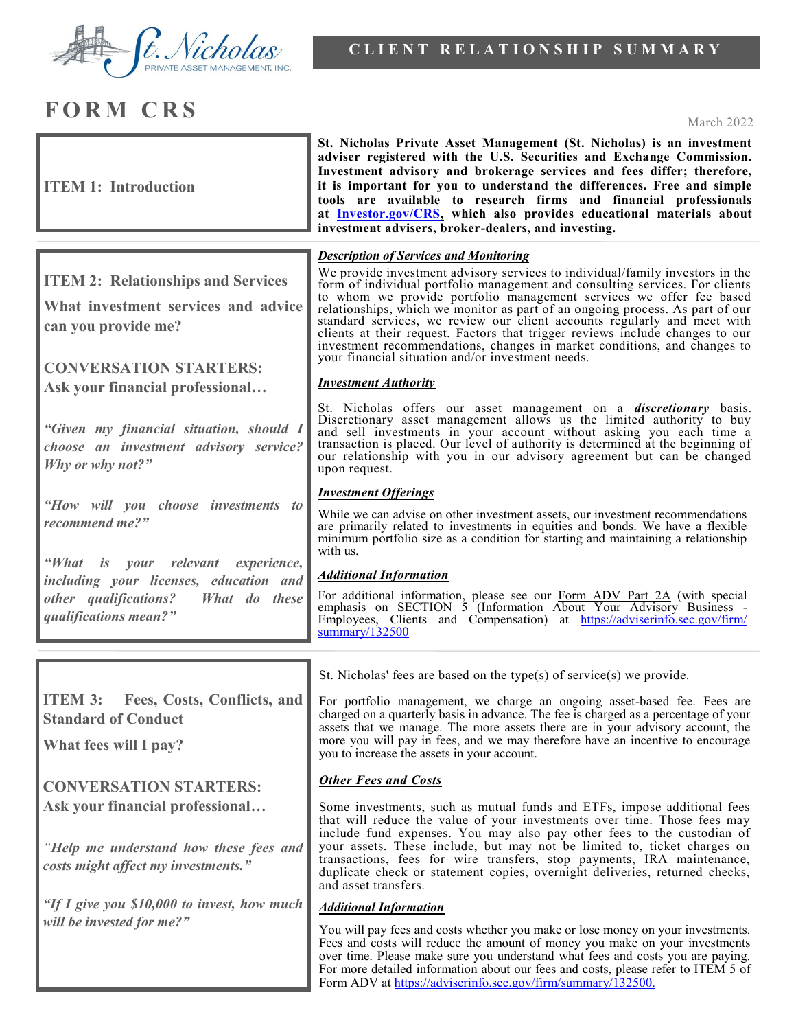St. Nicholas PRIVATE ASSET MANAGEMENT, INC.

**CLIENT RELATIONSHIP SUMMARY**

# FORM CRS

March 2022

## ITEM 1: Introduction

**St. Nicholas Private Asset Management (St. Nicholas) is an investment adviser registered with the U.S. Securities and Exchange Commission. Investment advisory and brokerage services and fees differ; therefore, it is important for you to understand the differences. Free and simple tools are available to research firms and financial professionals at [Investor.gov/CRS](https://www.investor.gov/CRS), which also provides educational materials about investment advisers, broker-dealers, and investing.**

## ITEM 2: Relationships and Services

**What investment services and advice can you provide me?**

**CONVERSATION STARTERS: Ask your financial professional…**

***"Given my financial situation, should I choose an investment advisory service? Why or why not?"***

***"How will you choose investments to recommend me?"***

***"What is your relevant experience, including your licenses, education and other qualifications? What do these qualifications mean?"***

***Description of Services and Monitoring***

We provide investment advisory services to individual/family investors in the form of individual portfolio management and consulting services. For clients to whom we provide portfolio management services we offer fee based relationships, which we monitor as part of an ongoing process. As part of our standard services, we review our client accounts regularly and meet with clients at their request. Factors that trigger reviews include changes to our investment recommendations, changes in market conditions, and changes to your financial situation and/or investment needs.

***Investment Authority***

St. Nicholas offers our asset management on a ***discretionary*** basis. Discretionary asset management allows us the limited authority to buy and sell investments in your account without asking you each time a transaction is placed. Our level of authority is determined at the beginning of our relationship with you in our advisory agreement but can be changed upon request.

***Investment Offerings***

While we can advise on other investment assets, our investment recommendations are primarily related to investments in equities and bonds. We have a flexible minimum portfolio size as a condition for starting and maintaining a relationship with us.

***Additional Information***

For additional information, please see our Form ADV Part 2A (with special emphasis on SECTION 5 (Information About Your Advisory Business - Employees, Clients and Compensation) at [https://adviserinfo.sec.gov/firm/summary/132500](https://adviserinfo.sec.gov/firm/summary/132500)

## ITEM 3: Fees, Costs, Conflicts, and Standard of Conduct

**What fees will I pay?**

**CONVERSATION STARTERS: Ask your financial professional…**

*"Help me understand how these fees and costs might affect my investments."*

***"If I give you $10,000 to invest, how much will be invested for me?"***

St. Nicholas' fees are based on the type(s) of service(s) we provide.

For portfolio management, we charge an ongoing asset-based fee. Fees are charged on a quarterly basis in advance. The fee is charged as a percentage of your assets that we manage. The more assets there are in your advisory account, the more you will pay in fees, and we may therefore have an incentive to encourage you to increase the assets in your account.

***Other Fees and Costs***

Some investments, such as mutual funds and ETFs, impose additional fees that will reduce the value of your investments over time. Those fees may include fund expenses. You may also pay other fees to the custodian of your assets. These include, but may not be limited to, ticket charges on transactions, fees for wire transfers, stop payments, IRA maintenance, duplicate check or statement copies, overnight deliveries, returned checks, and asset transfers.

***Additional Information***

You will pay fees and costs whether you make or lose money on your investments. Fees and costs will reduce the amount of money you make on your investments over time. Please make sure you understand what fees and costs you are paying. For more detailed information about our fees and costs, please refer to ITEM 5 of Form ADV at [https://adviserinfo.sec.gov/firm/summary/132500.](https://adviserinfo.sec.gov/firm/summary/132500)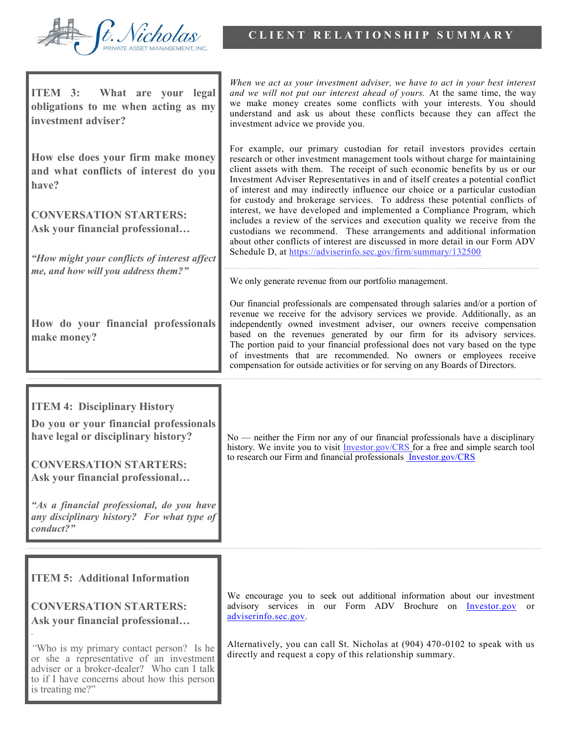# CLIENT RELATIONSHIP SUMMARY

**ITEM 3: What are your legal obligations to me when acting as my investment adviser?**

*When we act as your investment adviser, we have to act in your best interest and we will not put our interest ahead of yours.* At the same time, the way we make money creates some conflicts with your interests. You should understand and ask us about these conflicts because they can affect the investment advice we provide you.

**How else does your firm make money and what conflicts of interest do you have?**

**CONVERSATION STARTERS: Ask your financial professional…**

***"How might your conflicts of interest affect me, and how will you address them?"***

For example, our primary custodian for retail investors provides certain research or other investment management tools without charge for maintaining client assets with them. The receipt of such economic benefits by us or our Investment Adviser Representatives in and of itself creates a potential conflict of interest and may indirectly influence our choice or a particular custodian for custody and brokerage services. To address these potential conflicts of interest, we have developed and implemented a Compliance Program, which includes a review of the services and execution quality we receive from the custodians we recommend. These arrangements and additional information about other conflicts of interest are discussed in more detail in our Form ADV Schedule D, at https://adviserinfo.sec.gov/firm/summary/132500

We only generate revenue from our portfolio management.

**How do your financial professionals make money?**

Our financial professionals are compensated through salaries and/or a portion of revenue we receive for the advisory services we provide. Additionally, as an independently owned investment adviser, our owners receive compensation based on the revenues generated by our firm for its advisory services. The portion paid to your financial professional does not vary based on the type of investments that are recommended. No owners or employees receive compensation for outside activities or for serving on any Boards of Directors.

**ITEM 4: Disciplinary History**

**Do you or your financial professionals have legal or disciplinary history?**

**CONVERSATION STARTERS: Ask your financial professional…**

***"As a financial professional, do you have any disciplinary history? For what type of conduct?"***

No — neither the Firm nor any of our financial professionals have a disciplinary history. We invite you to visit Investor.gov/CRS for a free and simple search tool to research our Firm and financial professionals Investor.gov/CRS

**ITEM 5: Additional Information**

**CONVERSATION STARTERS: Ask your financial professional…**

*"Who is my primary contact person? Is he or she a representative of an investment adviser or a broker-dealer? Who can I talk to if I have concerns about how this person is treating me?"*

We encourage you to seek out additional information about our investment advisory services in our Form ADV Brochure on Investor.gov or adviserinfo.sec.gov.

Alternatively, you can call St. Nicholas at (904) 470-0102 to speak with us directly and request a copy of this relationship summary.